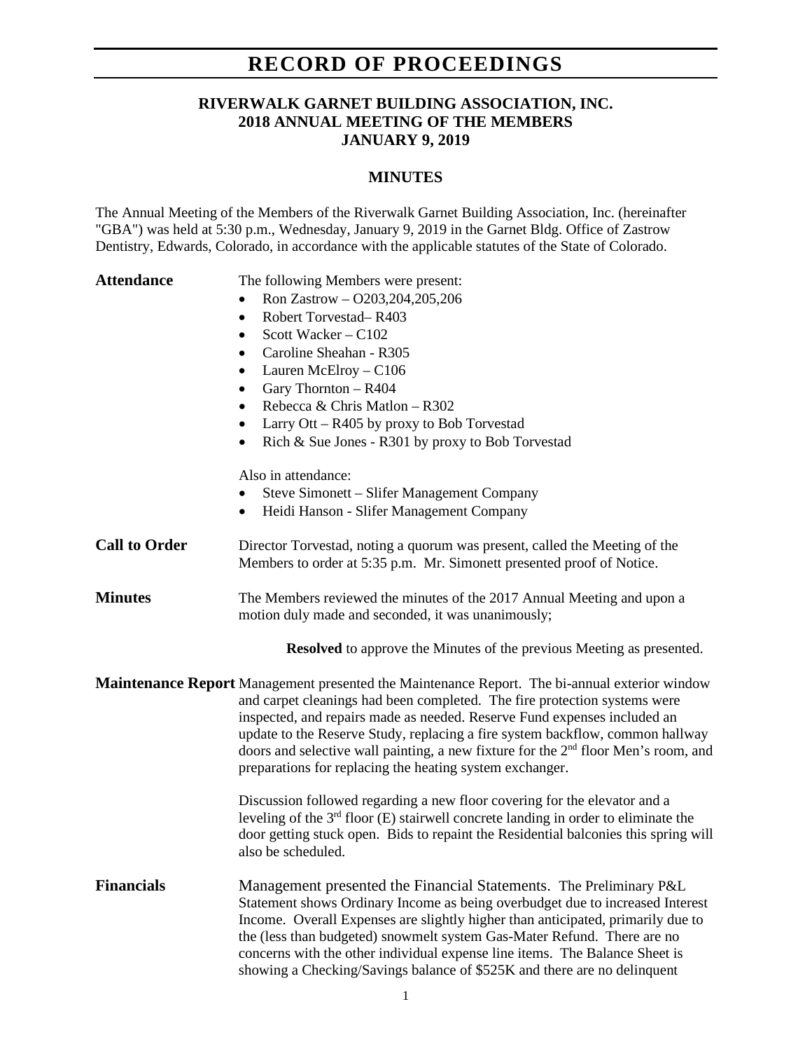# RECORD OF PROCEEDINGS

## RIVERWALK GARNET BUILDING ASSOCIATION, INC.
## 2018 ANNUAL MEETING OF THE MEMBERS
## JANUARY 9, 2019

### MINUTES

The Annual Meeting of the Members of the Riverwalk Garnet Building Association, Inc. (hereinafter "GBA") was held at 5:30 p.m., Wednesday, January 9, 2019 in the Garnet Bldg. Office of Zastrow Dentistry, Edwards, Colorado, in accordance with the applicable statutes of the State of Colorado.

**Attendance**

The following Members were present:

- Ron Zastrow – O203,204,205,206
- Robert Torvestad– R403
- Scott Wacker – C102
- Caroline Sheahan - R305
- Lauren McElroy – C106
- Gary Thornton – R404
- Rebecca & Chris Matlon – R302
- Larry Ott – R405 by proxy to Bob Torvestad
- Rich & Sue Jones - R301 by proxy to Bob Torvestad

Also in attendance:

- Steve Simonett – Slifer Management Company
- Heidi Hanson - Slifer Management Company

**Call to Order**

Director Torvestad, noting a quorum was present, called the Meeting of the Members to order at 5:35 p.m. Mr. Simonett presented proof of Notice.

**Minutes**

The Members reviewed the minutes of the 2017 Annual Meeting and upon a motion duly made and seconded, it was unanimously;

**Resolved** to approve the Minutes of the previous Meeting as presented.

**Maintenance Report**

Management presented the Maintenance Report. The bi-annual exterior window and carpet cleanings had been completed. The fire protection systems were inspected, and repairs made as needed. Reserve Fund expenses included an update to the Reserve Study, replacing a fire system backflow, common hallway doors and selective wall painting, a new fixture for the 2nd floor Men's room, and preparations for replacing the heating system exchanger.

Discussion followed regarding a new floor covering for the elevator and a leveling of the 3rd floor (E) stairwell concrete landing in order to eliminate the door getting stuck open. Bids to repaint the Residential balconies this spring will also be scheduled.

**Financials**

Management presented the Financial Statements. The Preliminary P&L Statement shows Ordinary Income as being overbudget due to increased Interest Income. Overall Expenses are slightly higher than anticipated, primarily due to the (less than budgeted) snowmelt system Gas-Mater Refund. There are no concerns with the other individual expense line items. The Balance Sheet is showing a Checking/Savings balance of $525K and there are no delinquent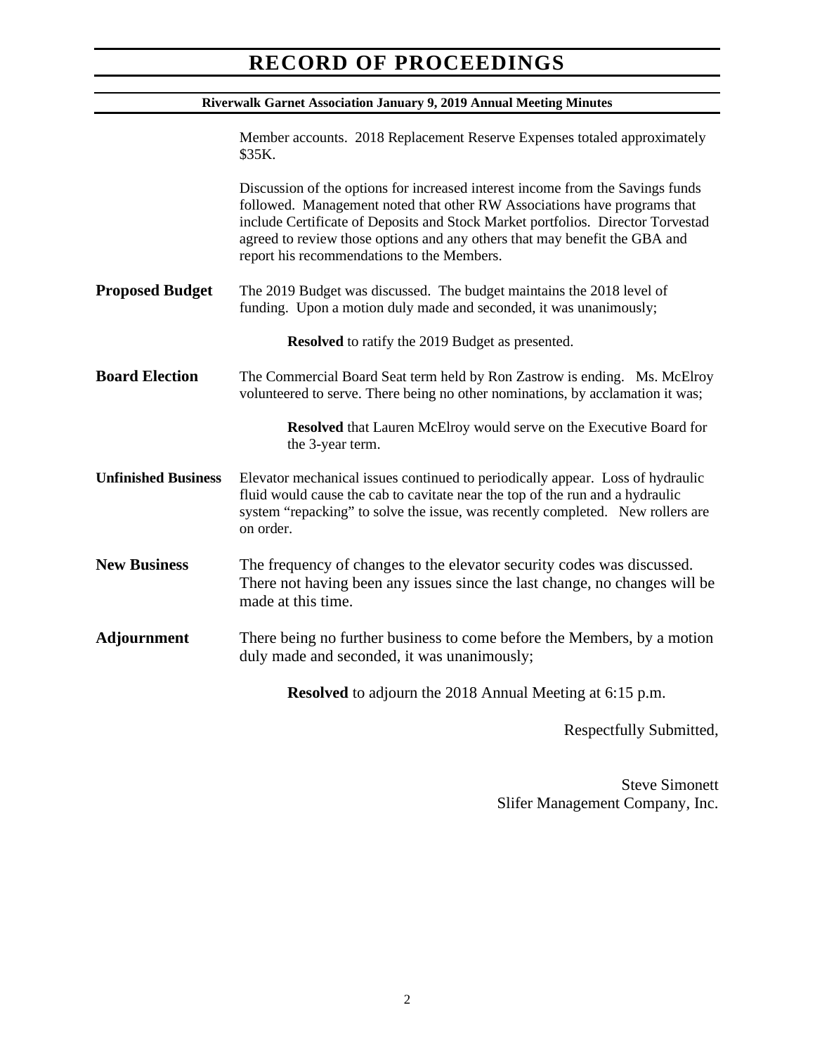# RECORD OF PROCEEDINGS

**Riverwalk Garnet Association January 9, 2019 Annual Meeting Minutes**

Member accounts. 2018 Replacement Reserve Expenses totaled approximately $35K.

Discussion of the options for increased interest income from the Savings funds followed. Management noted that other RW Associations have programs that include Certificate of Deposits and Stock Market portfolios. Director Torvestad agreed to review those options and any others that may benefit the GBA and report his recommendations to the Members.

**Proposed Budget**

The 2019 Budget was discussed. The budget maintains the 2018 level of funding. Upon a motion duly made and seconded, it was unanimously;

**Resolved** to ratify the 2019 Budget as presented.

**Board Election**

The Commercial Board Seat term held by Ron Zastrow is ending. Ms. McElroy volunteered to serve. There being no other nominations, by acclamation it was;

**Resolved** that Lauren McElroy would serve on the Executive Board for the 3-year term.

**Unfinished Business**

Elevator mechanical issues continued to periodically appear. Loss of hydraulic fluid would cause the cab to cavitate near the top of the run and a hydraulic system "repacking" to solve the issue, was recently completed. New rollers are on order.

**New Business**

The frequency of changes to the elevator security codes was discussed. There not having been any issues since the last change, no changes will be made at this time.

**Adjournment**

There being no further business to come before the Members, by a motion duly made and seconded, it was unanimously;

**Resolved** to adjourn the 2018 Annual Meeting at 6:15 p.m.

Respectfully Submitted,

Steve Simonett
Slifer Management Company, Inc.